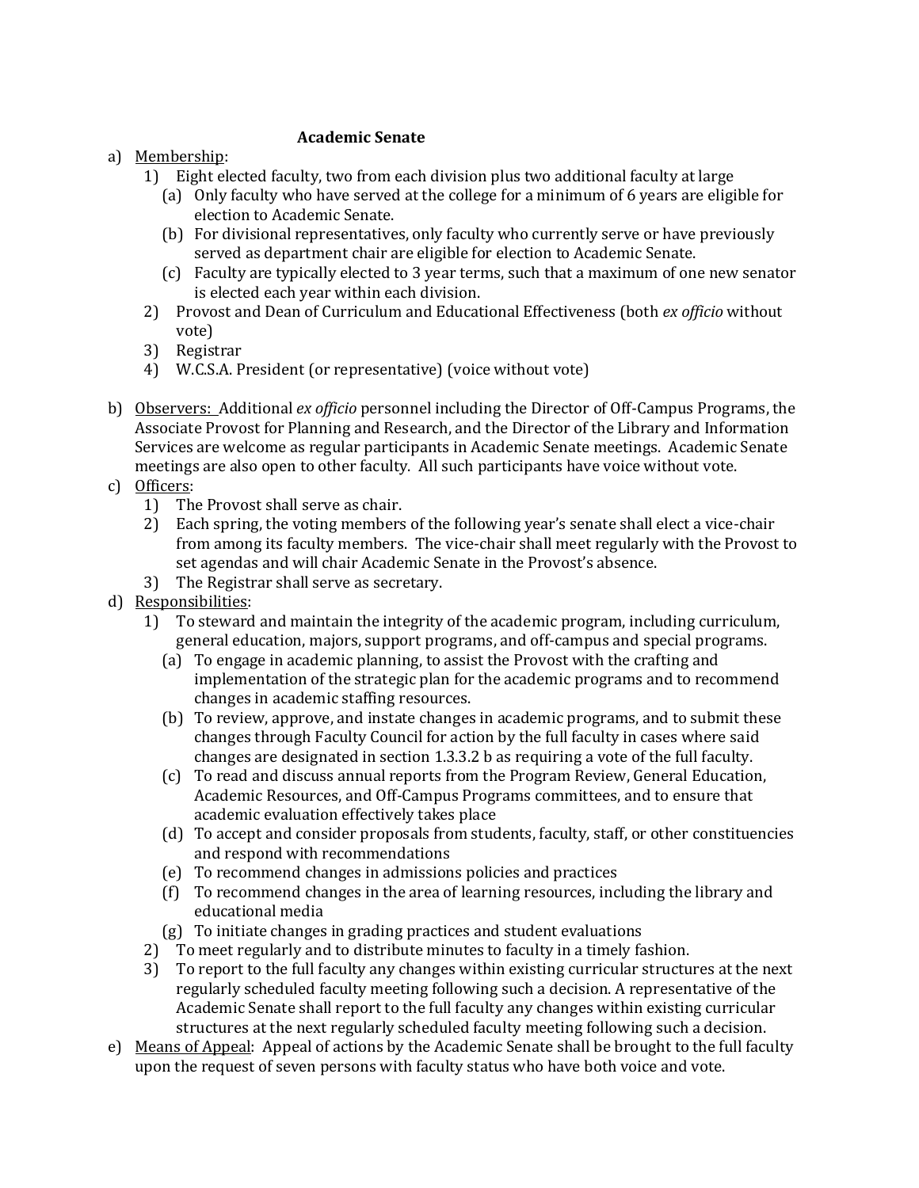## Academic Senate

a) Membership:

1) Eight elected faculty, two from each division plus two additional faculty at large
   - (a) Only faculty who have served at the college for a minimum of 6 years are eligible for election to Academic Senate.
   - (b) For divisional representatives, only faculty who currently serve or have previously served as department chair are eligible for election to Academic Senate.
   - (c) Faculty are typically elected to 3 year terms, such that a maximum of one new senator is elected each year within each division.

2) Provost and Dean of Curriculum and Educational Effectiveness (both *ex officio* without vote)

3) Registrar

4) W.C.S.A. President (or representative) (voice without vote)

b) Observers: Additional *ex officio* personnel including the Director of Off-Campus Programs, the Associate Provost for Planning and Research, and the Director of the Library and Information Services are welcome as regular participants in Academic Senate meetings. Academic Senate meetings are also open to other faculty. All such participants have voice without vote.

c) Officers:

1) The Provost shall serve as chair.

2) Each spring, the voting members of the following year's senate shall elect a vice-chair from among its faculty members. The vice-chair shall meet regularly with the Provost to set agendas and will chair Academic Senate in the Provost's absence.

3) The Registrar shall serve as secretary.

d) Responsibilities:

1) To steward and maintain the integrity of the academic program, including curriculum, general education, majors, support programs, and off-campus and special programs.
   - (a) To engage in academic planning, to assist the Provost with the crafting and implementation of the strategic plan for the academic programs and to recommend changes in academic staffing resources.
   - (b) To review, approve, and instate changes in academic programs, and to submit these changes through Faculty Council for action by the full faculty in cases where said changes are designated in section 1.3.3.2 b as requiring a vote of the full faculty.
   - (c) To read and discuss annual reports from the Program Review, General Education, Academic Resources, and Off-Campus Programs committees, and to ensure that academic evaluation effectively takes place
   - (d) To accept and consider proposals from students, faculty, staff, or other constituencies and respond with recommendations
   - (e) To recommend changes in admissions policies and practices
   - (f) To recommend changes in the area of learning resources, including the library and educational media
   - (g) To initiate changes in grading practices and student evaluations

2) To meet regularly and to distribute minutes to faculty in a timely fashion.

3) To report to the full faculty any changes within existing curricular structures at the next regularly scheduled faculty meeting following such a decision. A representative of the Academic Senate shall report to the full faculty any changes within existing curricular structures at the next regularly scheduled faculty meeting following such a decision.

e) Means of Appeal: Appeal of actions by the Academic Senate shall be brought to the full faculty upon the request of seven persons with faculty status who have both voice and vote.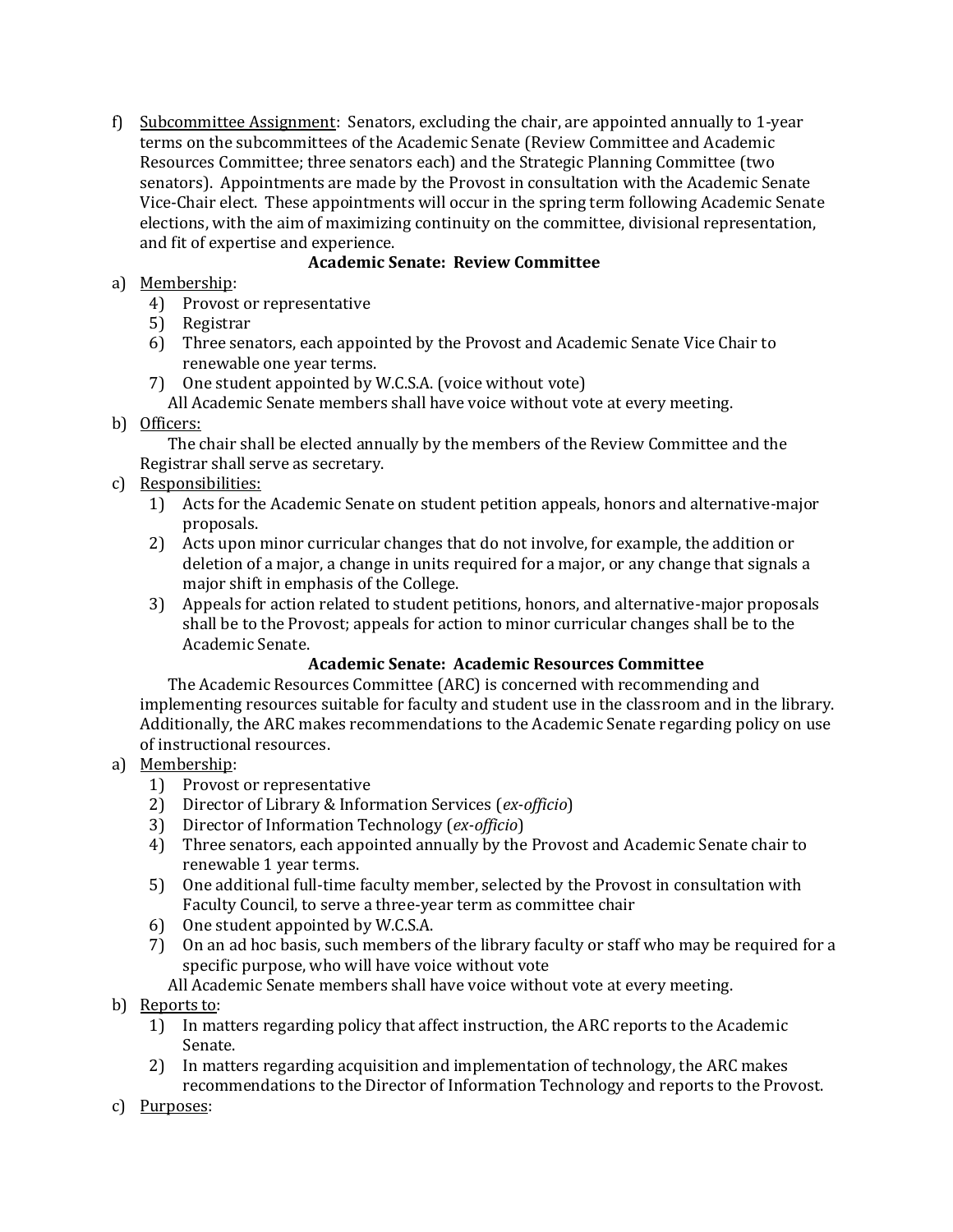f) Subcommittee Assignment: Senators, excluding the chair, are appointed annually to 1-year terms on the subcommittees of the Academic Senate (Review Committee and Academic Resources Committee; three senators each) and the Strategic Planning Committee (two senators). Appointments are made by the Provost in consultation with the Academic Senate Vice-Chair elect. These appointments will occur in the spring term following Academic Senate elections, with the aim of maximizing continuity on the committee, divisional representation, and fit of expertise and experience.

### Academic Senate: Review Committee

a) Membership:
   4) Provost or representative
   5) Registrar
   6) Three senators, each appointed by the Provost and Academic Senate Vice Chair to renewable one year terms.
   7) One student appointed by W.C.S.A. (voice without vote)

   All Academic Senate members shall have voice without vote at every meeting.

b) Officers:

   The chair shall be elected annually by the members of the Review Committee and the Registrar shall serve as secretary.

c) Responsibilities:
   1) Acts for the Academic Senate on student petition appeals, honors and alternative-major proposals.
   2) Acts upon minor curricular changes that do not involve, for example, the addition or deletion of a major, a change in units required for a major, or any change that signals a major shift in emphasis of the College.
   3) Appeals for action related to student petitions, honors, and alternative-major proposals shall be to the Provost; appeals for action to minor curricular changes shall be to the Academic Senate.

### Academic Senate: Academic Resources Committee

The Academic Resources Committee (ARC) is concerned with recommending and implementing resources suitable for faculty and student use in the classroom and in the library. Additionally, the ARC makes recommendations to the Academic Senate regarding policy on use of instructional resources.

a) Membership:
   1) Provost or representative
   2) Director of Library & Information Services (*ex-officio*)
   3) Director of Information Technology (*ex-officio*)
   4) Three senators, each appointed annually by the Provost and Academic Senate chair to renewable 1 year terms.
   5) One additional full-time faculty member, selected by the Provost in consultation with Faculty Council, to serve a three-year term as committee chair
   6) One student appointed by W.C.S.A.
   7) On an ad hoc basis, such members of the library faculty or staff who may be required for a specific purpose, who will have voice without vote

   All Academic Senate members shall have voice without vote at every meeting.

b) Reports to:
   1) In matters regarding policy that affect instruction, the ARC reports to the Academic Senate.
   2) In matters regarding acquisition and implementation of technology, the ARC makes recommendations to the Director of Information Technology and reports to the Provost.

c) Purposes: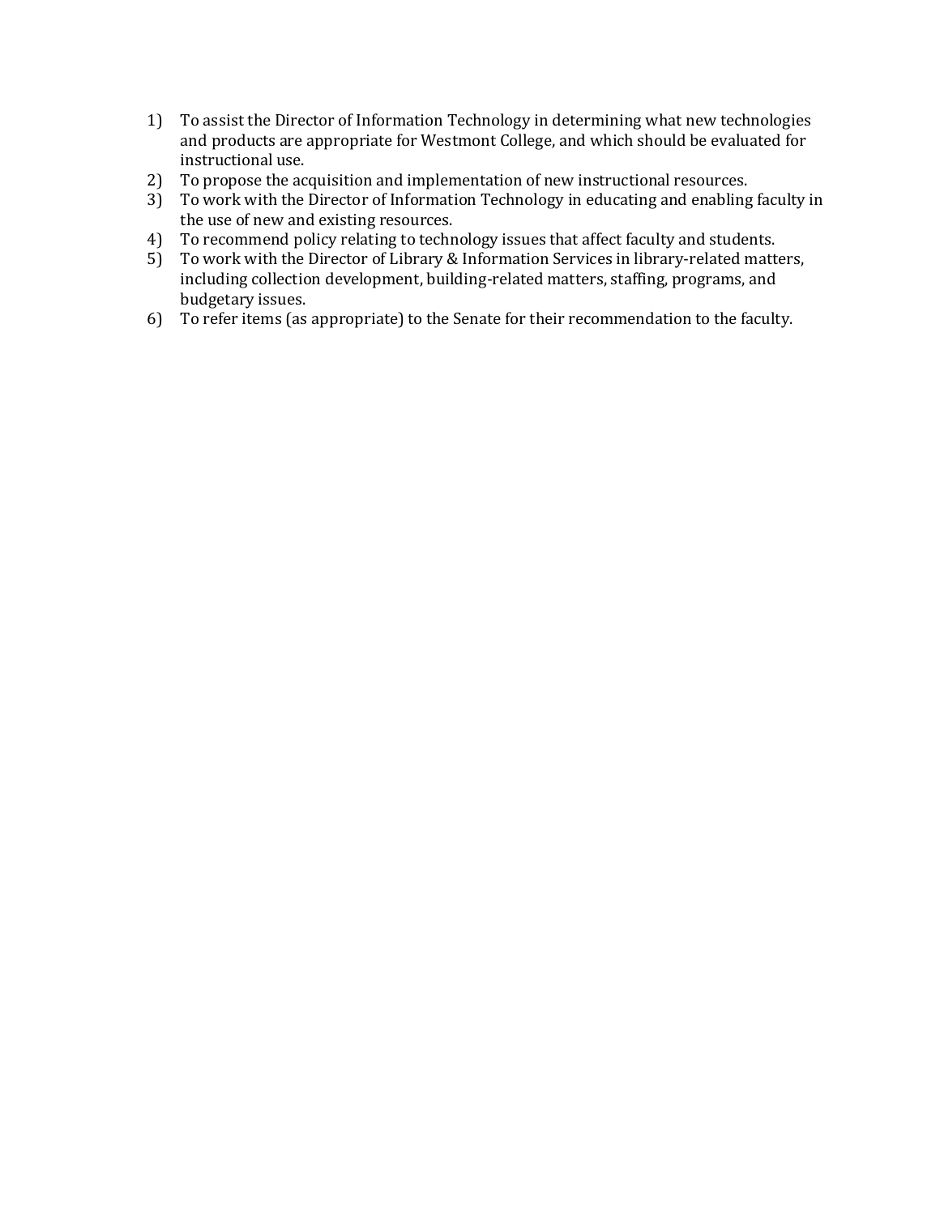1) To assist the Director of Information Technology in determining what new technologies and products are appropriate for Westmont College, and which should be evaluated for instructional use.
2) To propose the acquisition and implementation of new instructional resources.
3) To work with the Director of Information Technology in educating and enabling faculty in the use of new and existing resources.
4) To recommend policy relating to technology issues that affect faculty and students.
5) To work with the Director of Library & Information Services in library-related matters, including collection development, building-related matters, staffing, programs, and budgetary issues.
6) To refer items (as appropriate) to the Senate for their recommendation to the faculty.